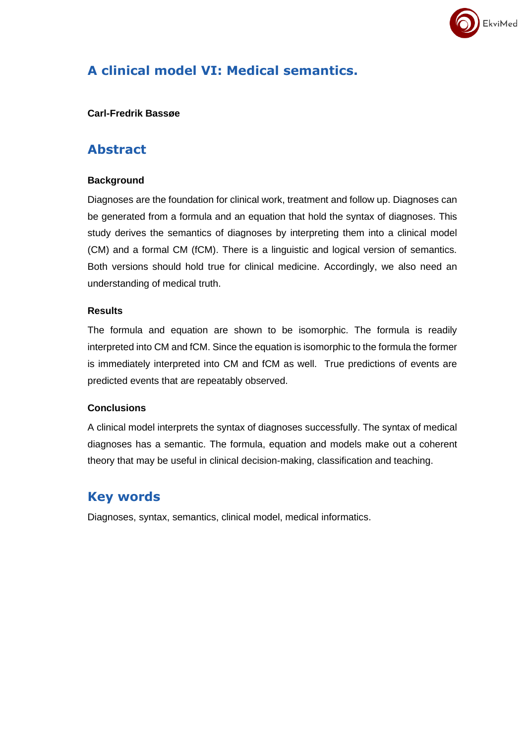# A clinical model VI: Medical semantics.

**Carl-Fredrik Bassøe**

## Abstract

### Background

Diagnoses are the foundation for clinical work, treatment and follow up. Diagnoses can be generated from a formula and an equation that hold the syntax of diagnoses. This study derives the semantics of diagnoses by interpreting them into a clinical model (CM) and a formal CM (fCM). There is a linguistic and logical version of semantics. Both versions should hold true for clinical medicine. Accordingly, we also need an understanding of medical truth.

### Results

The formula and equation are shown to be isomorphic. The formula is readily interpreted into CM and fCM. Since the equation is isomorphic to the formula the former is immediately interpreted into CM and fCM as well. True predictions of events are predicted events that are repeatably observed.

### Conclusions

A clinical model interprets the syntax of diagnoses successfully. The syntax of medical diagnoses has a semantic. The formula, equation and models make out a coherent theory that may be useful in clinical decision-making, classification and teaching.

## Key words

Diagnoses, syntax, semantics, clinical model, medical informatics.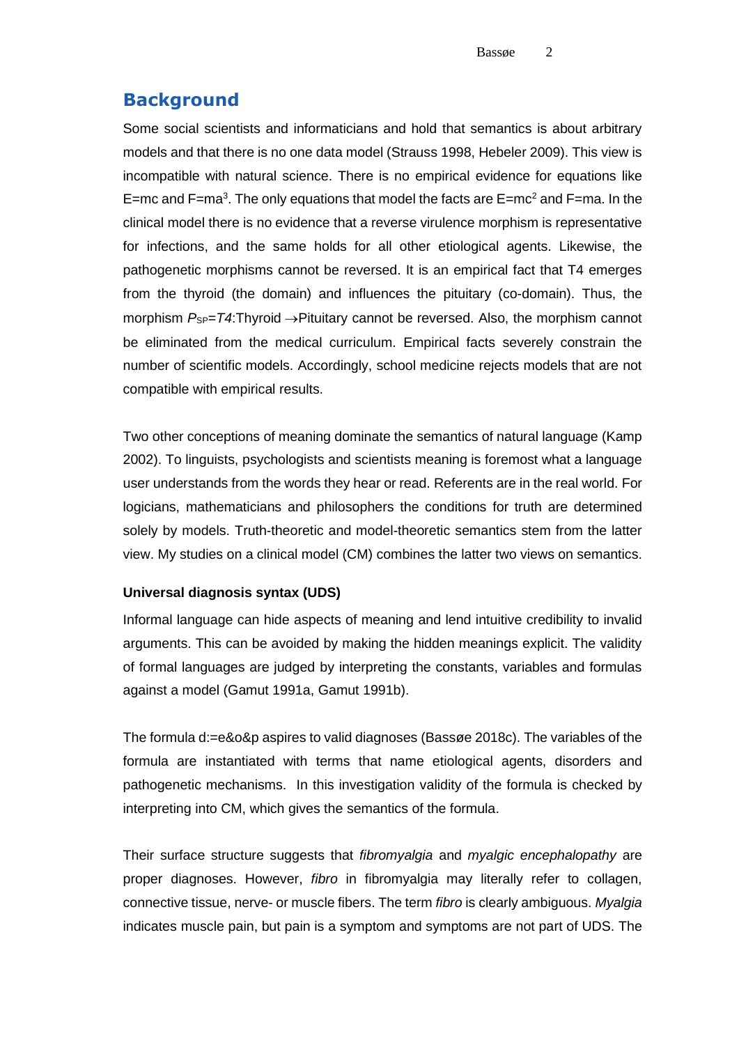## Background

Some social scientists and informaticians and hold that semantics is about arbitrary models and that there is no one data model (Strauss 1998, Hebeler 2009). This view is incompatible with natural science. There is no empirical evidence for equations like $E=mc$ and $F=ma^3$. The only equations that model the facts are $E=mc^2$ and $F=ma$. In the clinical model there is no evidence that a reverse virulence morphism is representative for infections, and the same holds for all other etiological agents. Likewise, the pathogenetic morphisms cannot be reversed. It is an empirical fact that T4 emerges from the thyroid (the domain) and influences the pituitary (co-domain). Thus, the morphism $P_{SP}=T4$:Thyroid $\rightarrow$Pituitary cannot be reversed. Also, the morphism cannot be eliminated from the medical curriculum. Empirical facts severely constrain the number of scientific models. Accordingly, school medicine rejects models that are not compatible with empirical results.

Two other conceptions of meaning dominate the semantics of natural language (Kamp 2002). To linguists, psychologists and scientists meaning is foremost what a language user understands from the words they hear or read. Referents are in the real world. For logicians, mathematicians and philosophers the conditions for truth are determined solely by models. Truth-theoretic and model-theoretic semantics stem from the latter view. My studies on a clinical model (CM) combines the latter two views on semantics.

### Universal diagnosis syntax (UDS)

Informal language can hide aspects of meaning and lend intuitive credibility to invalid arguments. This can be avoided by making the hidden meanings explicit. The validity of formal languages are judged by interpreting the constants, variables and formulas against a model (Gamut 1991a, Gamut 1991b).

The formula d:=e&o&p aspires to valid diagnoses (Bassøe 2018c). The variables of the formula are instantiated with terms that name etiological agents, disorders and pathogenetic mechanisms. In this investigation validity of the formula is checked by interpreting into CM, which gives the semantics of the formula.

Their surface structure suggests that *fibromyalgia* and *myalgic encephalopathy* are proper diagnoses. However, *fibro* in fibromyalgia may literally refer to collagen, connective tissue, nerve- or muscle fibers. The term *fibro* is clearly ambiguous. *Myalgia* indicates muscle pain, but pain is a symptom and symptoms are not part of UDS. The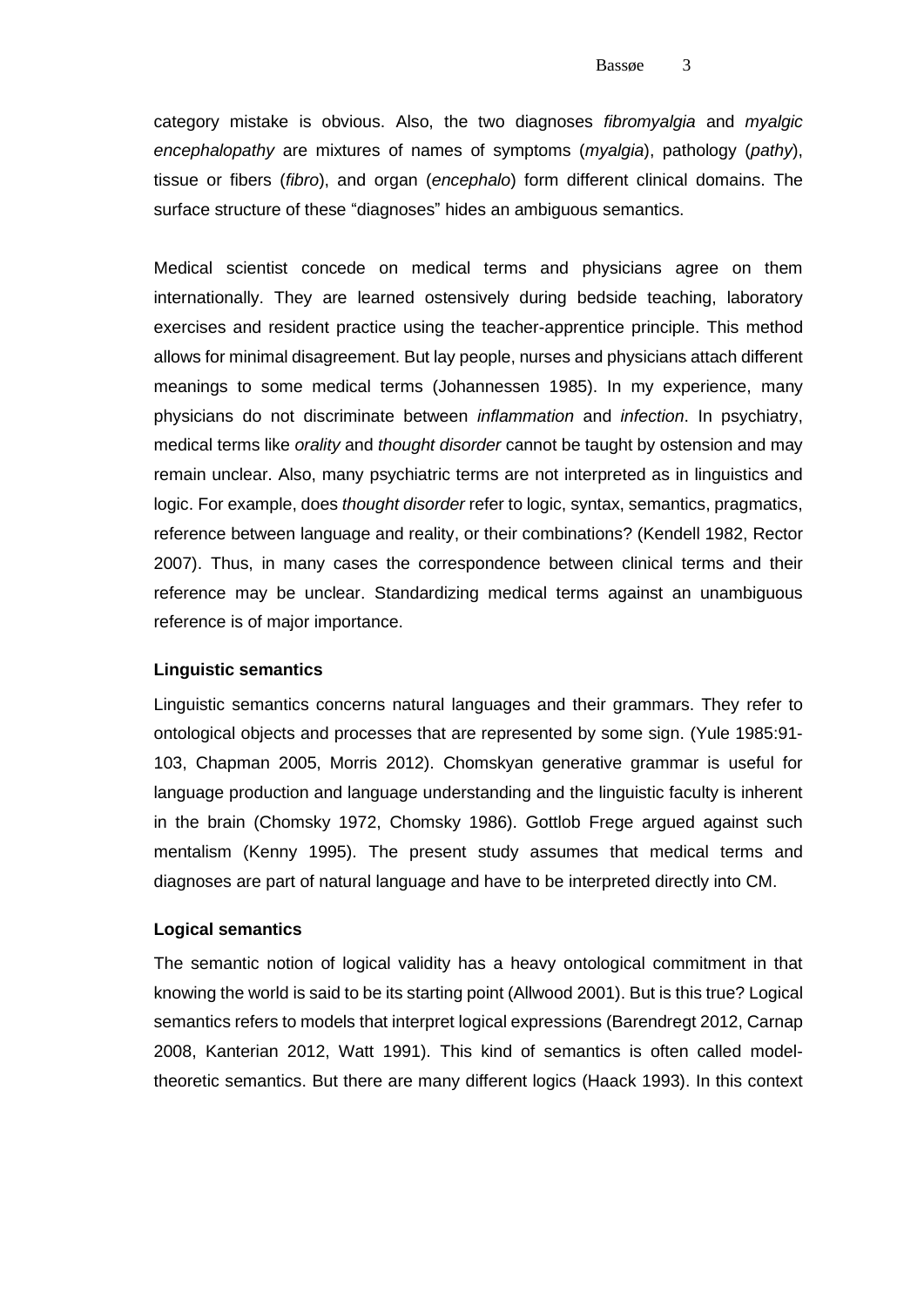category mistake is obvious. Also, the two diagnoses *fibromyalgia* and *myalgic encephalopathy* are mixtures of names of symptoms (*myalgia*), pathology (*pathy*), tissue or fibers (*fibro*), and organ (*encephalo*) form different clinical domains. The surface structure of these "diagnoses" hides an ambiguous semantics.

Medical scientist concede on medical terms and physicians agree on them internationally. They are learned ostensively during bedside teaching, laboratory exercises and resident practice using the teacher-apprentice principle. This method allows for minimal disagreement. But lay people, nurses and physicians attach different meanings to some medical terms (Johannessen 1985). In my experience, many physicians do not discriminate between *inflammation* and *infection*. In psychiatry, medical terms like *orality* and *thought disorder* cannot be taught by ostension and may remain unclear. Also, many psychiatric terms are not interpreted as in linguistics and logic. For example, does *thought disorder* refer to logic, syntax, semantics, pragmatics, reference between language and reality, or their combinations? (Kendell 1982, Rector 2007). Thus, in many cases the correspondence between clinical terms and their reference may be unclear. Standardizing medical terms against an unambiguous reference is of major importance.

### Linguistic semantics

Linguistic semantics concerns natural languages and their grammars. They refer to ontological objects and processes that are represented by some sign. (Yule 1985:91-103, Chapman 2005, Morris 2012). Chomskyan generative grammar is useful for language production and language understanding and the linguistic faculty is inherent in the brain (Chomsky 1972, Chomsky 1986). Gottlob Frege argued against such mentalism (Kenny 1995). The present study assumes that medical terms and diagnoses are part of natural language and have to be interpreted directly into CM.

### Logical semantics

The semantic notion of logical validity has a heavy ontological commitment in that knowing the world is said to be its starting point (Allwood 2001). But is this true? Logical semantics refers to models that interpret logical expressions (Barendregt 2012, Carnap 2008, Kanterian 2012, Watt 1991). This kind of semantics is often called model-theoretic semantics. But there are many different logics (Haack 1993). In this context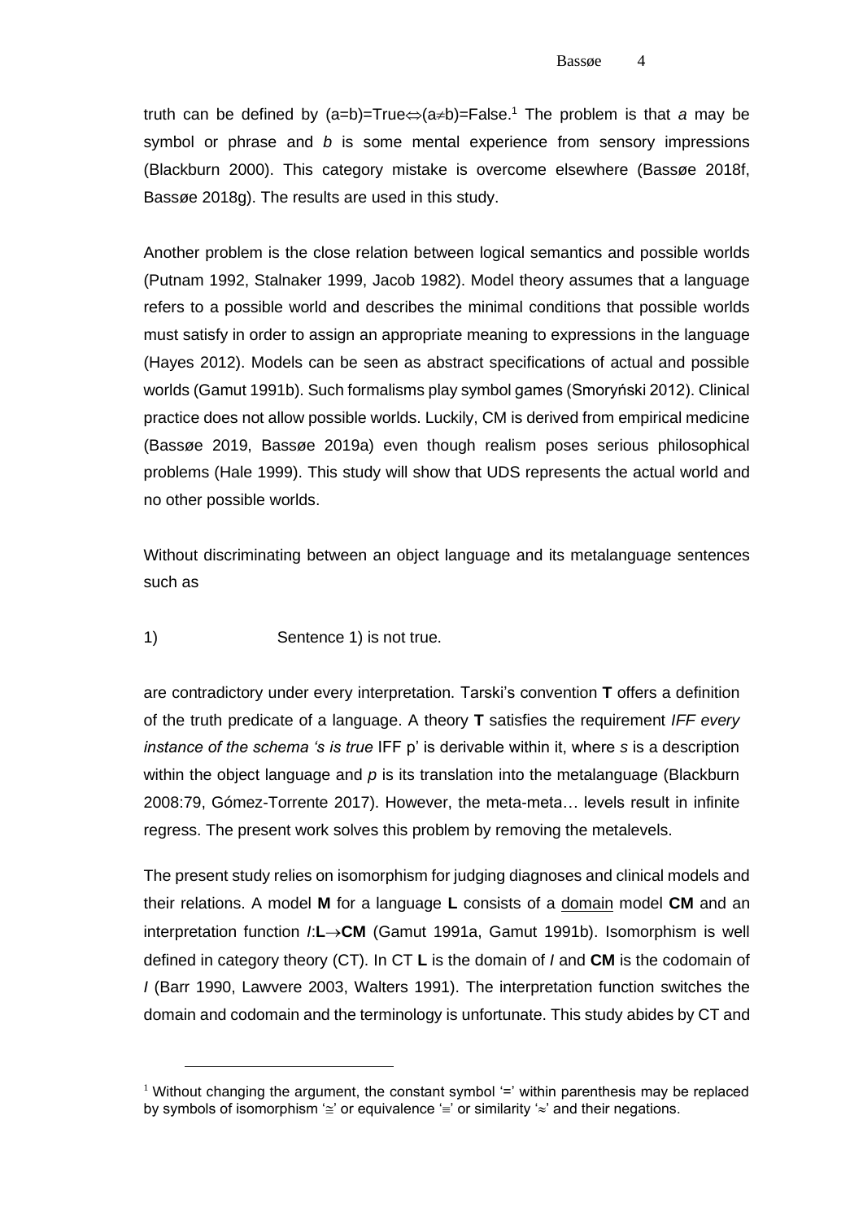truth can be defined by $(a{=}b){=}\text{True}\Leftrightarrow(a{\neq}b){=}\text{False}$.[1] The problem is that *a* may be symbol or phrase and *b* is some mental experience from sensory impressions (Blackburn 2000). This category mistake is overcome elsewhere (Bassøe 2018f, Bassøe 2018g). The results are used in this study.

Another problem is the close relation between logical semantics and possible worlds (Putnam 1992, Stalnaker 1999, Jacob 1982). Model theory assumes that a language refers to a possible world and describes the minimal conditions that possible worlds must satisfy in order to assign an appropriate meaning to expressions in the language (Hayes 2012). Models can be seen as abstract specifications of actual and possible worlds (Gamut 1991b). Such formalisms play symbol games (Smoryński 2012). Clinical practice does not allow possible worlds. Luckily, CM is derived from empirical medicine (Bassøe 2019, Bassøe 2019a) even though realism poses serious philosophical problems (Hale 1999). This study will show that UDS represents the actual world and no other possible worlds.

Without discriminating between an object language and its metalanguage sentences such as

1) Sentence 1) is not true.

are contradictory under every interpretation. Tarski's convention **T** offers a definition of the truth predicate of a language. A theory **T** satisfies the requirement *IFF every instance of the schema 's is true* IFF p' is derivable within it, where *s* is a description within the object language and *p* is its translation into the metalanguage (Blackburn 2008:79, Gómez-Torrente 2017). However, the meta-meta… levels result in infinite regress. The present work solves this problem by removing the metalevels.

The present study relies on isomorphism for judging diagnoses and clinical models and their relations. A model **M** for a language **L** consists of a <u>domain</u> model **CM** and an interpretation function $I$:$\mathbf{L}\rightarrow\mathbf{CM}$ (Gamut 1991a, Gamut 1991b). Isomorphism is well defined in category theory (CT). In CT **L** is the domain of *I* and **CM** is the codomain of *I* (Barr 1990, Lawvere 2003, Walters 1991). The interpretation function switches the domain and codomain and the terminology is unfortunate. This study abides by CT and

---

[1] Without changing the argument, the constant symbol '=' within parenthesis may be replaced by symbols of isomorphism '$\cong$' or equivalence '$\equiv$' or similarity '$\approx$' and their negations.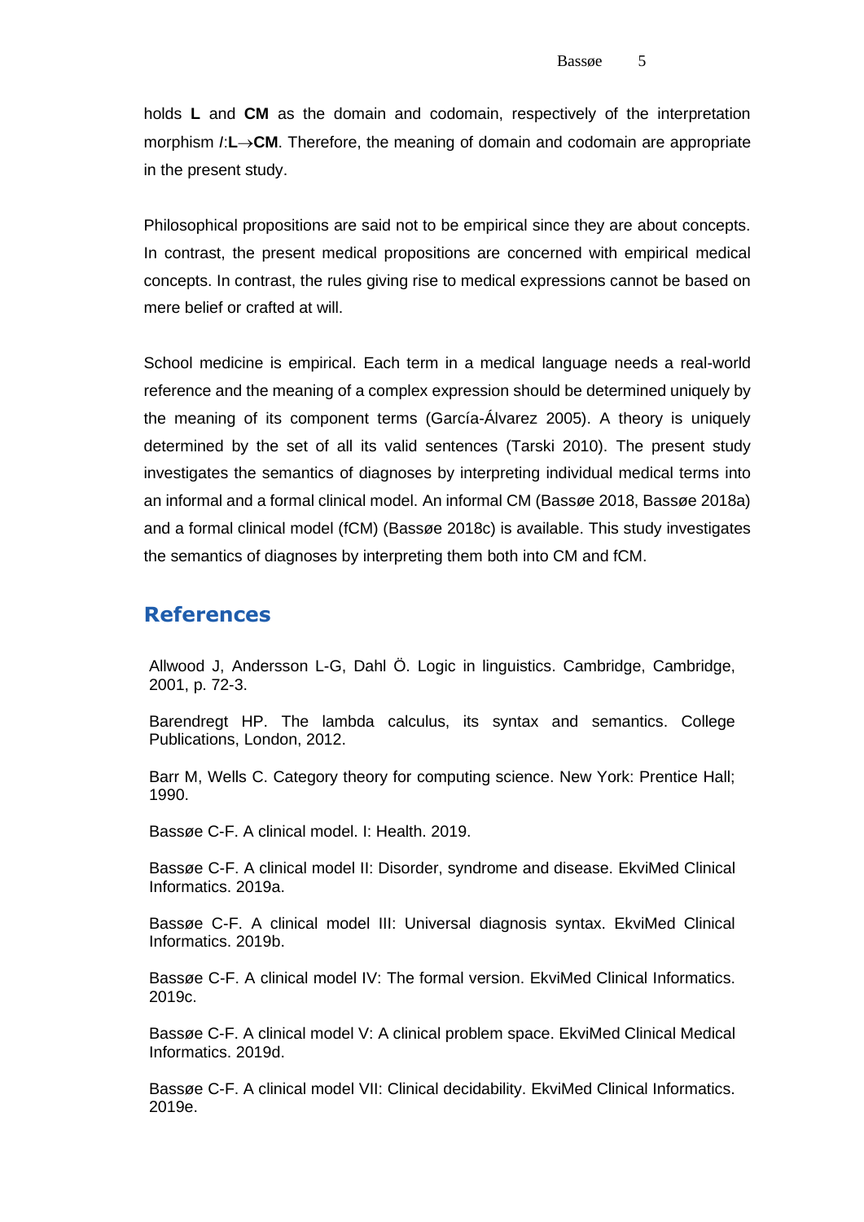holds **L** and **CM** as the domain and codomain, respectively of the interpretation morphism *I*:**L**→**CM**. Therefore, the meaning of domain and codomain are appropriate in the present study.

Philosophical propositions are said not to be empirical since they are about concepts. In contrast, the present medical propositions are concerned with empirical medical concepts. In contrast, the rules giving rise to medical expressions cannot be based on mere belief or crafted at will.

School medicine is empirical. Each term in a medical language needs a real-world reference and the meaning of a complex expression should be determined uniquely by the meaning of its component terms (García-Álvarez 2005). A theory is uniquely determined by the set of all its valid sentences (Tarski 2010). The present study investigates the semantics of diagnoses by interpreting individual medical terms into an informal and a formal clinical model. An informal CM (Bassøe 2018, Bassøe 2018a) and a formal clinical model (fCM) (Bassøe 2018c) is available. This study investigates the semantics of diagnoses by interpreting them both into CM and fCM.

## References

Allwood J, Andersson L-G, Dahl Ö. Logic in linguistics. Cambridge, Cambridge, 2001, p. 72-3.

Barendregt HP. The lambda calculus, its syntax and semantics. College Publications, London, 2012.

Barr M, Wells C. Category theory for computing science. New York: Prentice Hall; 1990.

Bassøe C-F. A clinical model. I: Health. 2019.

Bassøe C-F. A clinical model II: Disorder, syndrome and disease. EkviMed Clinical Informatics. 2019a.

Bassøe C-F. A clinical model III: Universal diagnosis syntax. EkviMed Clinical Informatics. 2019b.

Bassøe C-F. A clinical model IV: The formal version. EkviMed Clinical Informatics. 2019c.

Bassøe C-F. A clinical model V: A clinical problem space. EkviMed Clinical Medical Informatics. 2019d.

Bassøe C-F. A clinical model VII: Clinical decidability. EkviMed Clinical Informatics. 2019e.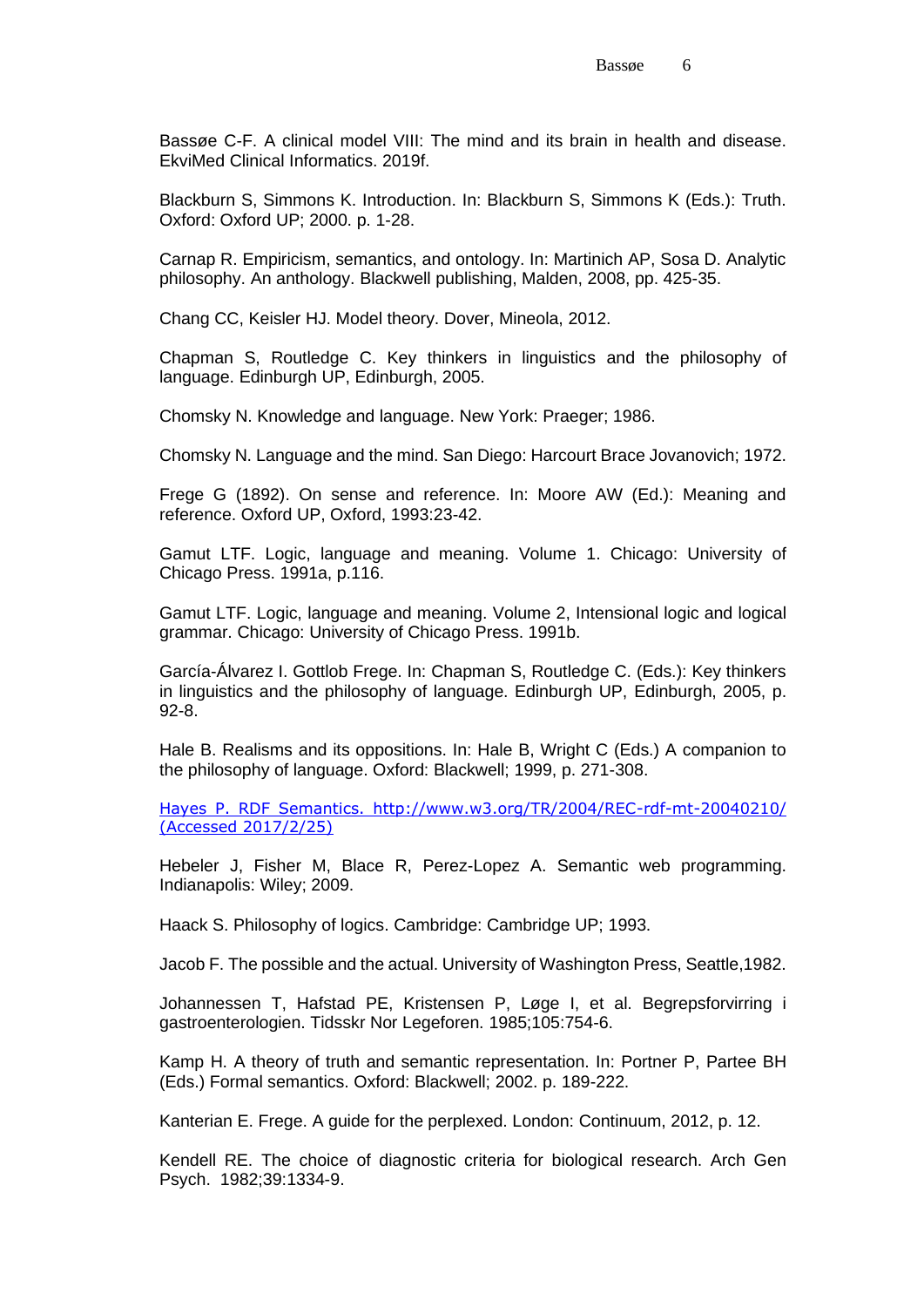Bassøe C-F. A clinical model VIII: The mind and its brain in health and disease. EkviMed Clinical Informatics. 2019f.

Blackburn S, Simmons K. Introduction. In: Blackburn S, Simmons K (Eds.): Truth. Oxford: Oxford UP; 2000. p. 1-28.

Carnap R. Empiricism, semantics, and ontology. In: Martinich AP, Sosa D. Analytic philosophy. An anthology. Blackwell publishing, Malden, 2008, pp. 425-35.

Chang CC, Keisler HJ. Model theory. Dover, Mineola, 2012.

Chapman S, Routledge C. Key thinkers in linguistics and the philosophy of language. Edinburgh UP, Edinburgh, 2005.

Chomsky N. Knowledge and language. New York: Praeger; 1986.

Chomsky N. Language and the mind. San Diego: Harcourt Brace Jovanovich; 1972.

Frege G (1892). On sense and reference. In: Moore AW (Ed.): Meaning and reference. Oxford UP, Oxford, 1993:23-42.

Gamut LTF. Logic, language and meaning. Volume 1. Chicago: University of Chicago Press. 1991a, p.116.

Gamut LTF. Logic, language and meaning. Volume 2, Intensional logic and logical grammar. Chicago: University of Chicago Press. 1991b.

García-Álvarez I. Gottlob Frege. In: Chapman S, Routledge C. (Eds.): Key thinkers in linguistics and the philosophy of language. Edinburgh UP, Edinburgh, 2005, p. 92-8.

Hale B. Realisms and its oppositions. In: Hale B, Wright C (Eds.) A companion to the philosophy of language. Oxford: Blackwell; 1999, p. 271-308.

Hayes P. RDF Semantics. http://www.w3.org/TR/2004/REC-rdf-mt-20040210/ (Accessed 2017/2/25)

Hebeler J, Fisher M, Blace R, Perez-Lopez A. Semantic web programming. Indianapolis: Wiley; 2009.

Haack S. Philosophy of logics. Cambridge: Cambridge UP; 1993.

Jacob F. The possible and the actual. University of Washington Press, Seattle,1982.

Johannessen T, Hafstad PE, Kristensen P, Løge I, et al. Begrepsforvirring i gastroenterologien. Tidsskr Nor Legeforen. 1985;105:754-6.

Kamp H. A theory of truth and semantic representation. In: Portner P, Partee BH (Eds.) Formal semantics. Oxford: Blackwell; 2002. p. 189-222.

Kanterian E. Frege. A guide for the perplexed. London: Continuum, 2012, p. 12.

Kendell RE. The choice of diagnostic criteria for biological research. Arch Gen Psych. 1982;39:1334-9.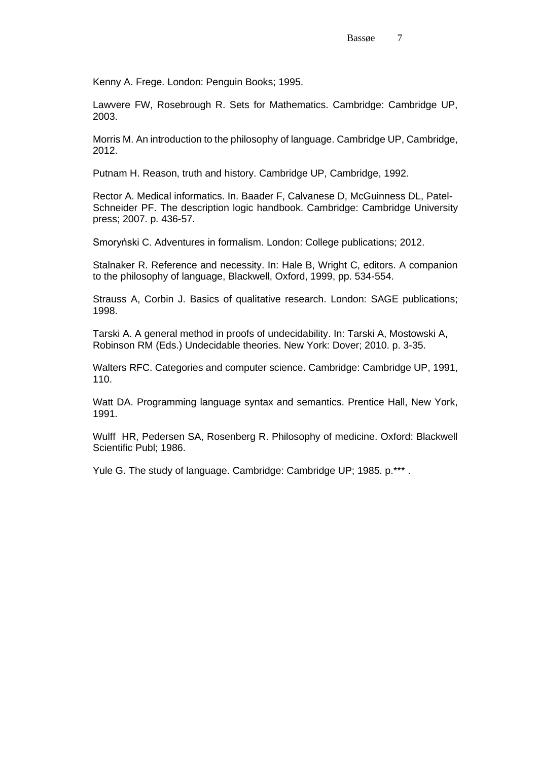Kenny A. Frege. London: Penguin Books; 1995.

Lawvere FW, Rosebrough R. Sets for Mathematics. Cambridge: Cambridge UP, 2003.

Morris M. An introduction to the philosophy of language. Cambridge UP, Cambridge, 2012.

Putnam H. Reason, truth and history. Cambridge UP, Cambridge, 1992.

Rector A. Medical informatics. In. Baader F, Calvanese D, McGuinness DL, Patel-Schneider PF. The description logic handbook. Cambridge: Cambridge University press; 2007. p. 436-57.

Smoryński C. Adventures in formalism. London: College publications; 2012.

Stalnaker R. Reference and necessity. In: Hale B, Wright C, editors. A companion to the philosophy of language, Blackwell, Oxford, 1999, pp. 534-554.

Strauss A, Corbin J. Basics of qualitative research. London: SAGE publications; 1998.

Tarski A. A general method in proofs of undecidability. In: Tarski A, Mostowski A, Robinson RM (Eds.) Undecidable theories. New York: Dover; 2010. p. 3-35.

Walters RFC. Categories and computer science. Cambridge: Cambridge UP, 1991, 110.

Watt DA. Programming language syntax and semantics. Prentice Hall, New York, 1991.

Wulff HR, Pedersen SA, Rosenberg R. Philosophy of medicine. Oxford: Blackwell Scientific Publ; 1986.

Yule G. The study of language. Cambridge: Cambridge UP; 1985. p.*** .